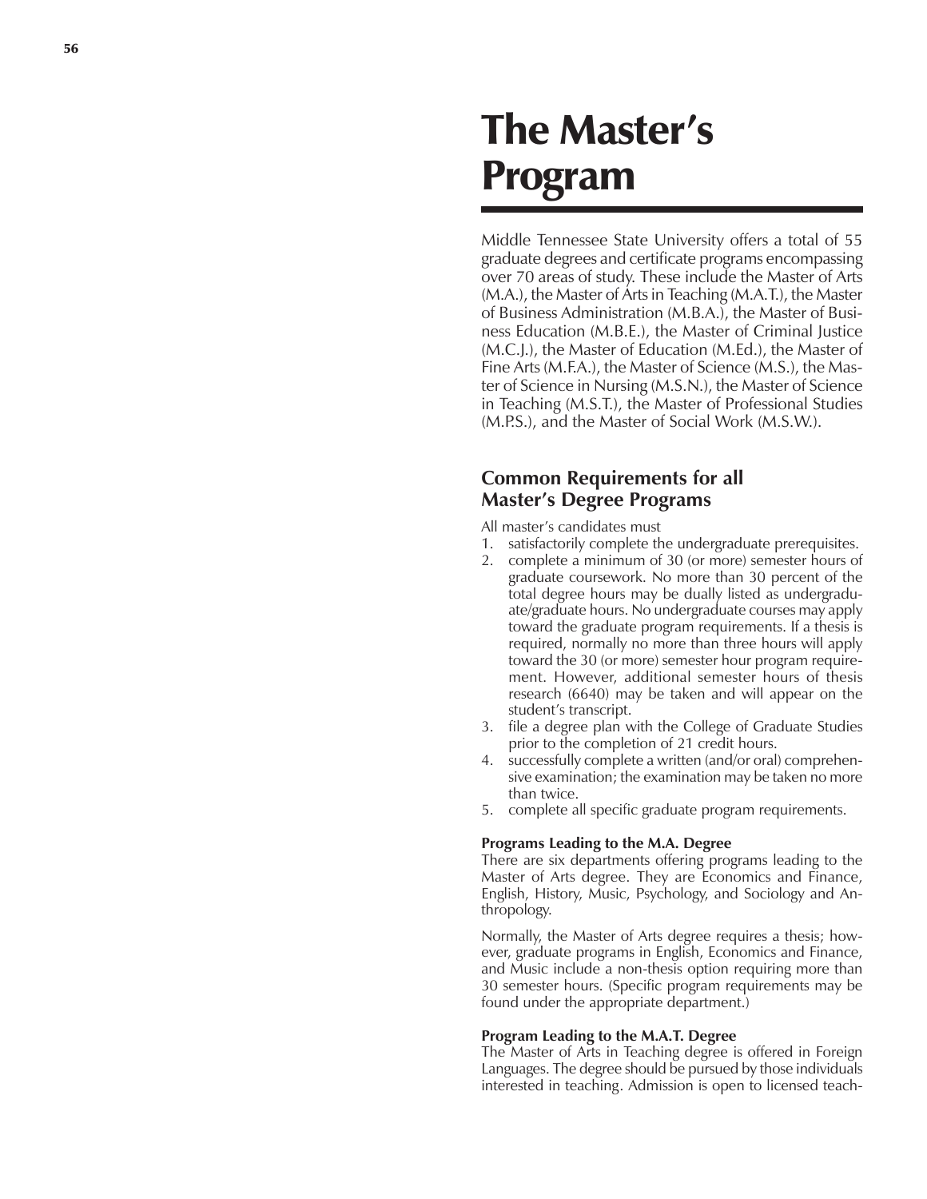# The Master's Program

Middle Tennessee State University offers a total of 55 graduate degrees and certificate programs encompassing over 70 areas of study. These include the Master of Arts (M.A.), the Master of Arts in Teaching (M.A.T.), the Master of Business Administration (M.B.A.), the Master of Business Education (M.B.E.), the Master of Criminal Justice (M.C.J.), the Master of Education (M.Ed.), the Master of Fine Arts (M.F.A.), the Master of Science (M.S.), the Master of Science in Nursing (M.S.N.), the Master of Science in Teaching (M.S.T.), the Master of Professional Studies (M.P.S.), and the Master of Social Work (M.S.W.).

## Common Requirements for all Master's Degree Programs

All master's candidates must

1. satisfactorily complete the undergraduate prerequisites.
2. complete a minimum of 30 (or more) semester hours of graduate coursework. No more than 30 percent of the total degree hours may be dually listed as undergraduate/graduate hours. No undergraduate courses may apply toward the graduate program requirements. If a thesis is required, normally no more than three hours will apply toward the 30 (or more) semester hour program requirement. However, additional semester hours of thesis research (6640) may be taken and will appear on the student's transcript.
3. file a degree plan with the College of Graduate Studies prior to the completion of 21 credit hours.
4. successfully complete a written (and/or oral) comprehensive examination; the examination may be taken no more than twice.
5. complete all specific graduate program requirements.

#### Programs Leading to the M.A. Degree

There are six departments offering programs leading to the Master of Arts degree. They are Economics and Finance, English, History, Music, Psychology, and Sociology and Anthropology.

Normally, the Master of Arts degree requires a thesis; however, graduate programs in English, Economics and Finance, and Music include a non-thesis option requiring more than 30 semester hours. (Specific program requirements may be found under the appropriate department.)

#### Program Leading to the M.A.T. Degree

The Master of Arts in Teaching degree is offered in Foreign Languages. The degree should be pursued by those individuals interested in teaching. Admission is open to licensed teach-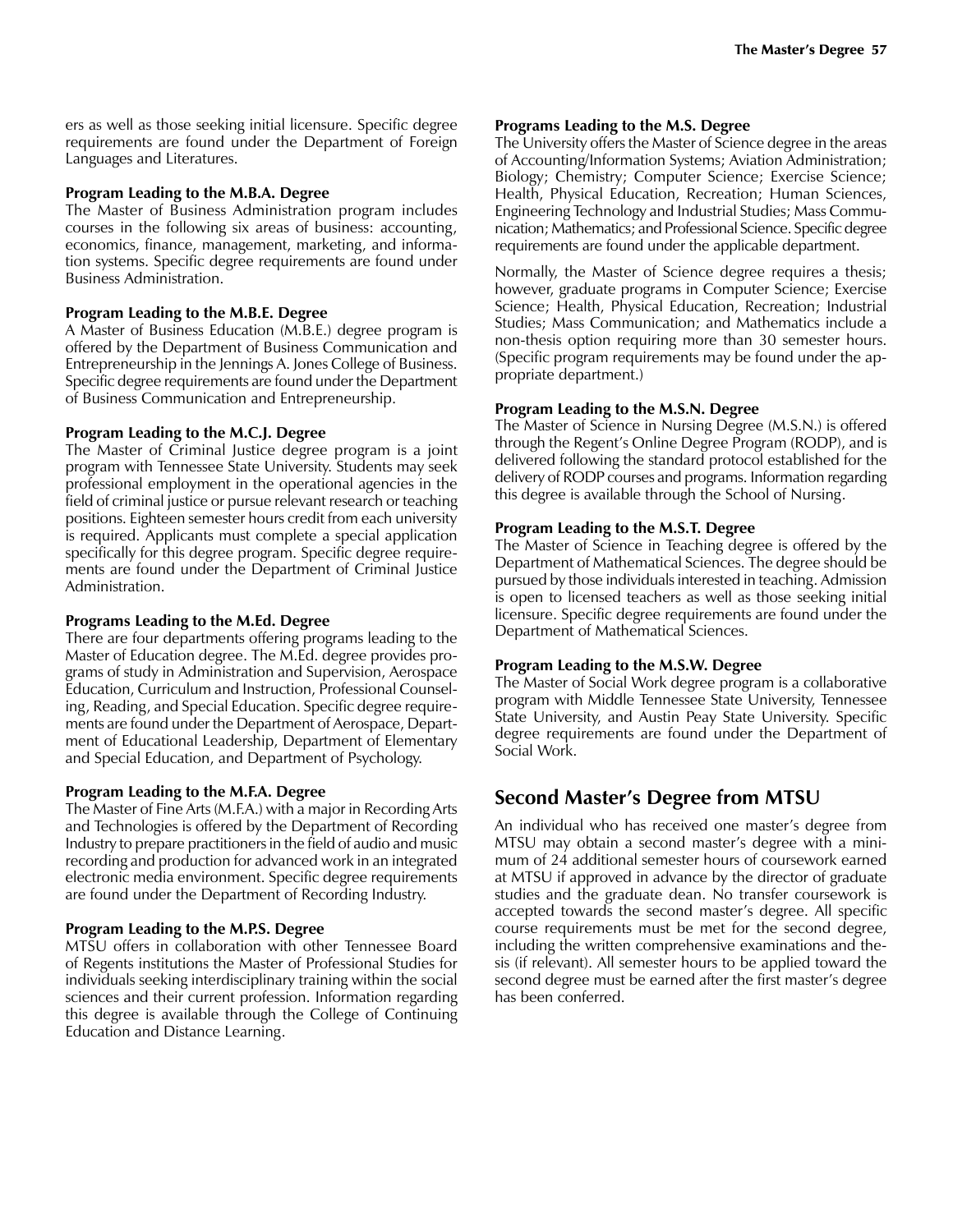ers as well as those seeking initial licensure. Specific degree requirements are found under the Department of Foreign Languages and Literatures.

**Program Leading to the M.B.A. Degree**
The Master of Business Administration program includes courses in the following six areas of business: accounting, economics, finance, management, marketing, and information systems. Specific degree requirements are found under Business Administration.

**Program Leading to the M.B.E. Degree**
A Master of Business Education (M.B.E.) degree program is offered by the Department of Business Communication and Entrepreneurship in the Jennings A. Jones College of Business. Specific degree requirements are found under the Department of Business Communication and Entrepreneurship.

**Program Leading to the M.C.J. Degree**
The Master of Criminal Justice degree program is a joint program with Tennessee State University. Students may seek professional employment in the operational agencies in the field of criminal justice or pursue relevant research or teaching positions. Eighteen semester hours credit from each university is required. Applicants must complete a special application specifically for this degree program. Specific degree requirements are found under the Department of Criminal Justice Administration.

**Programs Leading to the M.Ed. Degree**
There are four departments offering programs leading to the Master of Education degree. The M.Ed. degree provides programs of study in Administration and Supervision, Aerospace Education, Curriculum and Instruction, Professional Counseling, Reading, and Special Education. Specific degree requirements are found under the Department of Aerospace, Department of Educational Leadership, Department of Elementary and Special Education, and Department of Psychology.

**Program Leading to the M.F.A. Degree**
The Master of Fine Arts (M.F.A.) with a major in Recording Arts and Technologies is offered by the Department of Recording Industry to prepare practitioners in the field of audio and music recording and production for advanced work in an integrated electronic media environment. Specific degree requirements are found under the Department of Recording Industry.

**Program Leading to the M.P.S. Degree**
MTSU offers in collaboration with other Tennessee Board of Regents institutions the Master of Professional Studies for individuals seeking interdisciplinary training within the social sciences and their current profession. Information regarding this degree is available through the College of Continuing Education and Distance Learning.

**Programs Leading to the M.S. Degree**
The University offers the Master of Science degree in the areas of Accounting/Information Systems; Aviation Administration; Biology; Chemistry; Computer Science; Exercise Science; Health, Physical Education, Recreation; Human Sciences, Engineering Technology and Industrial Studies; Mass Communication; Mathematics; and Professional Science. Specific degree requirements are found under the applicable department.

Normally, the Master of Science degree requires a thesis; however, graduate programs in Computer Science; Exercise Science; Health, Physical Education, Recreation; Industrial Studies; Mass Communication; and Mathematics include a non-thesis option requiring more than 30 semester hours. (Specific program requirements may be found under the appropriate department.)

**Program Leading to the M.S.N. Degree**
The Master of Science in Nursing Degree (M.S.N.) is offered through the Regent's Online Degree Program (RODP), and is delivered following the standard protocol established for the delivery of RODP courses and programs. Information regarding this degree is available through the School of Nursing.

**Program Leading to the M.S.T. Degree**
The Master of Science in Teaching degree is offered by the Department of Mathematical Sciences. The degree should be pursued by those individuals interested in teaching. Admission is open to licensed teachers as well as those seeking initial licensure. Specific degree requirements are found under the Department of Mathematical Sciences.

**Program Leading to the M.S.W. Degree**
The Master of Social Work degree program is a collaborative program with Middle Tennessee State University, Tennessee State University, and Austin Peay State University. Specific degree requirements are found under the Department of Social Work.

## Second Master's Degree from MTSU

An individual who has received one master's degree from MTSU may obtain a second master's degree with a minimum of 24 additional semester hours of coursework earned at MTSU if approved in advance by the director of graduate studies and the graduate dean. No transfer coursework is accepted towards the second master's degree. All specific course requirements must be met for the second degree, including the written comprehensive examinations and thesis (if relevant). All semester hours to be applied toward the second degree must be earned after the first master's degree has been conferred.